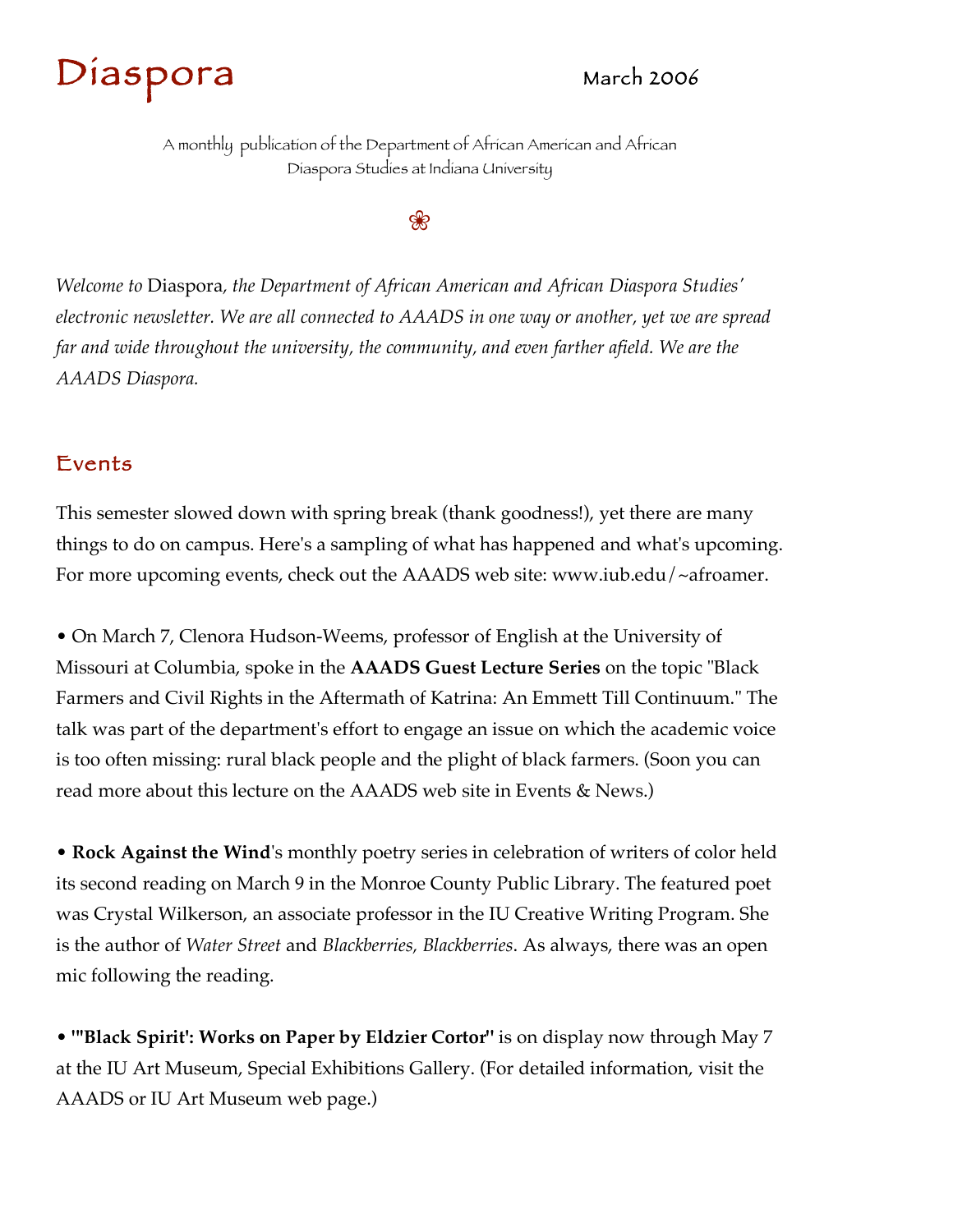# Diaspora

March 2006

A monthly publication of the Department of African American and African Diaspora Studies at Indiana University

❀

*Welcome to* Diaspora*, the Department of African American and African Diaspora Studies' electronic newsletter. We are all connected to AAADS in one way or another, yet we are spread far and wide throughout the university, the community, and even farther afield. We are the AAADS Diaspora.*

## Events

This semester slowed down with spring break (thank goodness!), yet there are many things to do on campus. Here's a sampling of what has happened and what's upcoming. For more upcoming events, check out the AAADS web site: www.iub.edu/~afroamer.

• On March 7, Clenora Hudson-Weems, professor of English at the University of Missouri at Columbia, spoke in the **AAADS Guest Lecture Series** on the topic "Black Farmers and Civil Rights in the Aftermath of Katrina: An Emmett Till Continuum." The talk was part of the department's effort to engage an issue on which the academic voice is too often missing: rural black people and the plight of black farmers. (Soon you can read more about this lecture on the AAADS web site in Events & News.)

• **Rock Against the Wind**'s monthly poetry series in celebration of writers of color held its second reading on March 9 in the Monroe County Public Library. The featured poet was Crystal Wilkerson, an associate professor in the IU Creative Writing Program. She is the author of *Water Street* and *Blackberries, Blackberries*. As always, there was an open mic following the reading.

• **"'Black Spirit': Works on Paper by Eldzier Cortor"** is on display now through May 7 at the IU Art Museum, Special Exhibitions Gallery. (For detailed information, visit the AAADS or IU Art Museum web page.)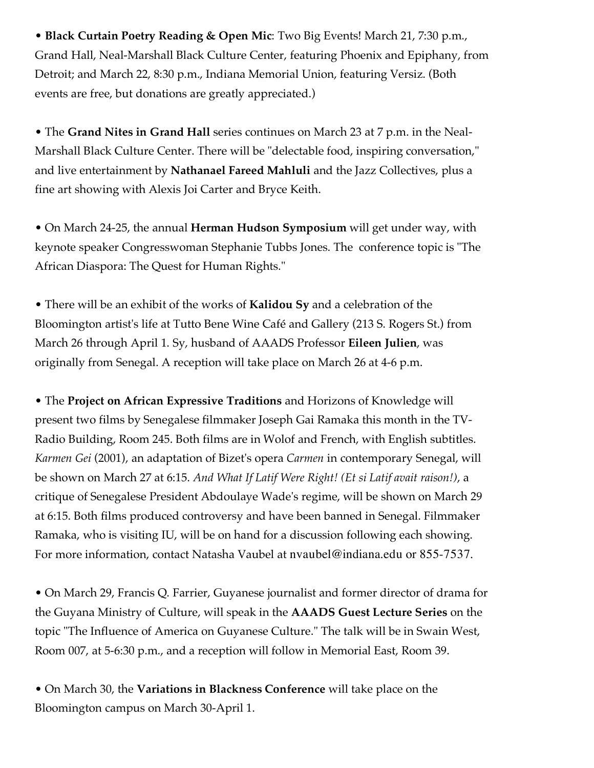- **Black Curtain Poetry Reading & Open Mic**: Two Big Events! March 21, 7:30 p.m., Grand Hall, Neal-Marshall Black Culture Center, featuring Phoenix and Epiphany, from Detroit; and March 22, 8:30 p.m., Indiana Memorial Union, featuring Versiz. (Both events are free, but donations are greatly appreciated.)

- The **Grand Nites in Grand Hall** series continues on March 23 at 7 p.m. in the Neal-Marshall Black Culture Center. There will be "delectable food, inspiring conversation," and live entertainment by **Nathanael Fareed Mahluli** and the Jazz Collectives, plus a fine art showing with Alexis Joi Carter and Bryce Keith.

- On March 24-25, the annual **Herman Hudson Symposium** will get under way, with keynote speaker Congresswoman Stephanie Tubbs Jones. The conference topic is "The African Diaspora: The Quest for Human Rights."

- There will be an exhibit of the works of **Kalidou Sy** and a celebration of the Bloomington artist's life at Tutto Bene Wine Café and Gallery (213 S. Rogers St.) from March 26 through April 1. Sy, husband of AAADS Professor **Eileen Julien**, was originally from Senegal. A reception will take place on March 26 at 4-6 p.m.

- The **Project on African Expressive Traditions** and Horizons of Knowledge will present two films by Senegalese filmmaker Joseph Gai Ramaka this month in the TV-Radio Building, Room 245. Both films are in Wolof and French, with English subtitles. *Karmen Gei* (2001), an adaptation of Bizet's opera *Carmen* in contemporary Senegal, will be shown on March 27 at 6:15. *And What If Latif Were Right! (Et si Latif avait raison!)*, a critique of Senegalese President Abdoulaye Wade's regime, will be shown on March 29 at 6:15. Both films produced controversy and have been banned in Senegal. Filmmaker Ramaka, who is visiting IU, will be on hand for a discussion following each showing. For more information, contact Natasha Vaubel at nvaubel@indiana.edu or 855-7537.

- On March 29, Francis Q. Farrier, Guyanese journalist and former director of drama for the Guyana Ministry of Culture, will speak in the **AAADS Guest Lecture Series** on the topic "The Influence of America on Guyanese Culture." The talk will be in Swain West, Room 007, at 5-6:30 p.m., and a reception will follow in Memorial East, Room 39.

- On March 30, the **Variations in Blackness Conference** will take place on the Bloomington campus on March 30-April 1.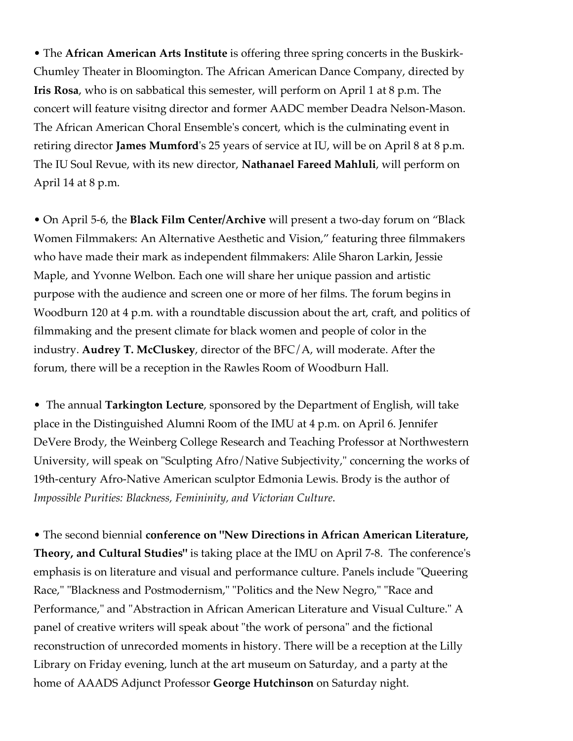• The **African American Arts Institute** is offering three spring concerts in the Buskirk-Chumley Theater in Bloomington. The African American Dance Company, directed by **Iris Rosa**, who is on sabbatical this semester, will perform on April 1 at 8 p.m. The concert will feature visitng director and former AADC member Deadra Nelson-Mason. The African American Choral Ensemble's concert, which is the culminating event in retiring director **James Mumford**'s 25 years of service at IU, will be on April 8 at 8 p.m. The IU Soul Revue, with its new director, **Nathanael Fareed Mahluli**, will perform on April 14 at 8 p.m.

• On April 5-6, the **Black Film Center/Archive** will present a two-day forum on "Black Women Filmmakers: An Alternative Aesthetic and Vision," featuring three filmmakers who have made their mark as independent filmmakers: Alile Sharon Larkin, Jessie Maple, and Yvonne Welbon. Each one will share her unique passion and artistic purpose with the audience and screen one or more of her films. The forum begins in Woodburn 120 at 4 p.m. with a roundtable discussion about the art, craft, and politics of filmmaking and the present climate for black women and people of color in the industry. **Audrey T. McCluskey**, director of the BFC/A, will moderate. After the forum, there will be a reception in the Rawles Room of Woodburn Hall.

• The annual **Tarkington Lecture**, sponsored by the Department of English, will take place in the Distinguished Alumni Room of the IMU at 4 p.m. on April 6. Jennifer DeVere Brody, the Weinberg College Research and Teaching Professor at Northwestern University, will speak on "Sculpting Afro/Native Subjectivity," concerning the works of 19th-century Afro-Native American sculptor Edmonia Lewis. Brody is the author of *Impossible Purities: Blackness, Femininity, and Victorian Culture*.

• The second biennial **conference on "New Directions in African American Literature, Theory, and Cultural Studies"** is taking place at the IMU on April 7-8. The conference's emphasis is on literature and visual and performance culture. Panels include "Queering Race," "Blackness and Postmodernism," "Politics and the New Negro," "Race and Performance," and "Abstraction in African American Literature and Visual Culture." A panel of creative writers will speak about "the work of persona" and the fictional reconstruction of unrecorded moments in history. There will be a reception at the Lilly Library on Friday evening, lunch at the art museum on Saturday, and a party at the home of AAADS Adjunct Professor **George Hutchinson** on Saturday night.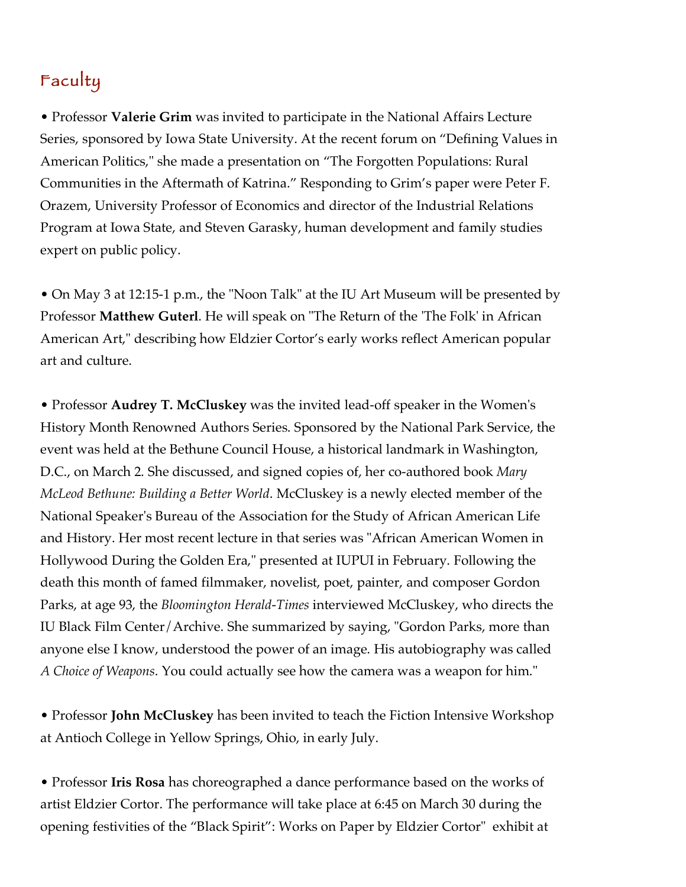## Faculty

• Professor **Valerie Grim** was invited to participate in the National Affairs Lecture Series, sponsored by Iowa State University. At the recent forum on "Defining Values in American Politics," she made a presentation on "The Forgotten Populations: Rural Communities in the Aftermath of Katrina." Responding to Grim's paper were Peter F. Orazem, University Professor of Economics and director of the Industrial Relations Program at Iowa State, and Steven Garasky, human development and family studies expert on public policy.

• On May 3 at 12:15-1 p.m., the "Noon Talk" at the IU Art Museum will be presented by Professor **Matthew Guterl**. He will speak on "The Return of the 'The Folk' in African American Art," describing how Eldzier Cortor's early works reflect American popular art and culture.

• Professor **Audrey T. McCluskey** was the invited lead-off speaker in the Women's History Month Renowned Authors Series. Sponsored by the National Park Service, the event was held at the Bethune Council House, a historical landmark in Washington, D.C., on March 2. She discussed, and signed copies of, her co-authored book *Mary McLeod Bethune: Building a Better World*. McCluskey is a newly elected member of the National Speaker's Bureau of the Association for the Study of African American Life and History. Her most recent lecture in that series was "African American Women in Hollywood During the Golden Era," presented at IUPUI in February. Following the death this month of famed filmmaker, novelist, poet, painter, and composer Gordon Parks, at age 93, the *Bloomington Herald-Times* interviewed McCluskey, who directs the IU Black Film Center/Archive. She summarized by saying, "Gordon Parks, more than anyone else I know, understood the power of an image. His autobiography was called *A Choice of Weapons*. You could actually see how the camera was a weapon for him."

• Professor **John McCluskey** has been invited to teach the Fiction Intensive Workshop at Antioch College in Yellow Springs, Ohio, in early July.

• Professor **Iris Rosa** has choreographed a dance performance based on the works of artist Eldzier Cortor. The performance will take place at 6:45 on March 30 during the opening festivities of the "Black Spirit": Works on Paper by Eldzier Cortor" exhibit at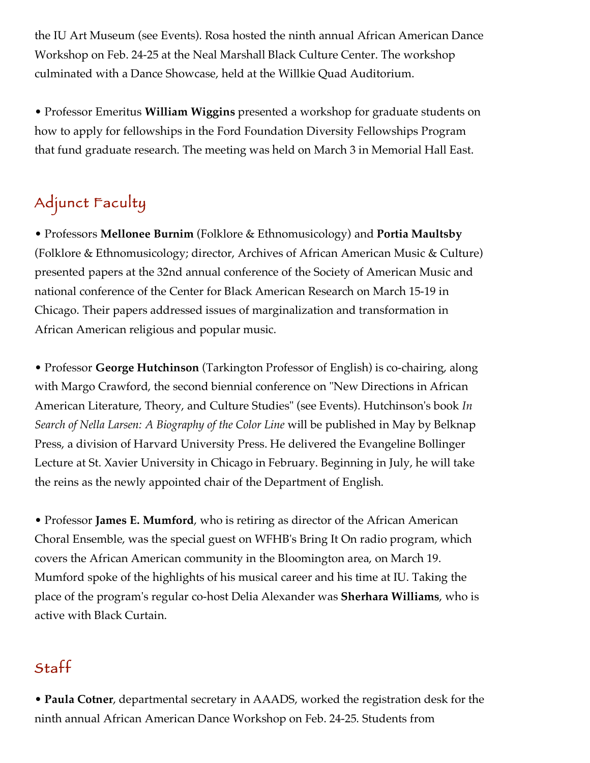the IU Art Museum (see Events). Rosa hosted the ninth annual African American Dance Workshop on Feb. 24-25 at the Neal Marshall Black Culture Center. The workshop culminated with a Dance Showcase, held at the Willkie Quad Auditorium.

- Professor Emeritus **William Wiggins** presented a workshop for graduate students on how to apply for fellowships in the Ford Foundation Diversity Fellowships Program that fund graduate research. The meeting was held on March 3 in Memorial Hall East.

## Adjunct Faculty

- Professors **Mellonee Burnim** (Folklore & Ethnomusicology) and **Portia Maultsby** (Folklore & Ethnomusicology; director, Archives of African American Music & Culture) presented papers at the 32nd annual conference of the Society of American Music and national conference of the Center for Black American Research on March 15-19 in Chicago. Their papers addressed issues of marginalization and transformation in African American religious and popular music.

- Professor **George Hutchinson** (Tarkington Professor of English) is co-chairing, along with Margo Crawford, the second biennial conference on "New Directions in African American Literature, Theory, and Culture Studies" (see Events). Hutchinson's book *In Search of Nella Larsen: A Biography of the Color Line* will be published in May by Belknap Press, a division of Harvard University Press. He delivered the Evangeline Bollinger Lecture at St. Xavier University in Chicago in February. Beginning in July, he will take the reins as the newly appointed chair of the Department of English.

- Professor **James E. Mumford**, who is retiring as director of the African American Choral Ensemble, was the special guest on WFHB's Bring It On radio program, which covers the African American community in the Bloomington area, on March 19. Mumford spoke of the highlights of his musical career and his time at IU. Taking the place of the program's regular co-host Delia Alexander was **Sherhara Williams**, who is active with Black Curtain.

## Staff

- **Paula Cotner**, departmental secretary in AAADS, worked the registration desk for the ninth annual African American Dance Workshop on Feb. 24-25. Students from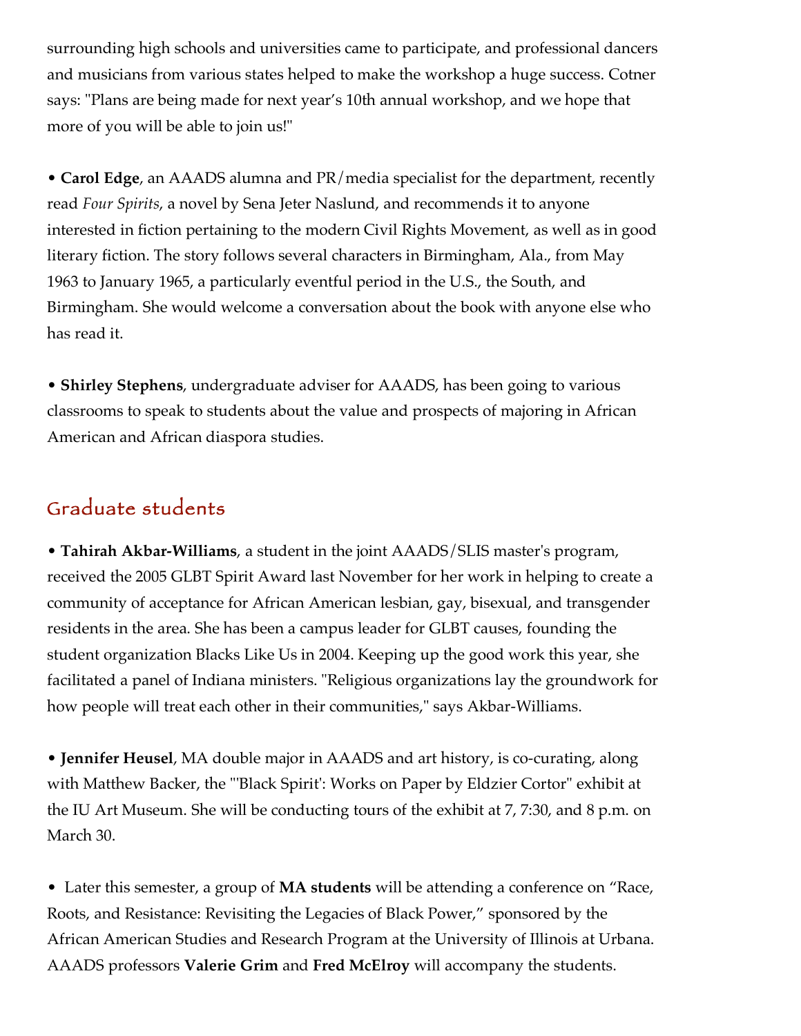surrounding high schools and universities came to participate, and professional dancers and musicians from various states helped to make the workshop a huge success. Cotner says: "Plans are being made for next year's 10th annual workshop, and we hope that more of you will be able to join us!"

• **Carol Edge**, an AAADS alumna and PR/media specialist for the department, recently read *Four Spirits*, a novel by Sena Jeter Naslund, and recommends it to anyone interested in fiction pertaining to the modern Civil Rights Movement, as well as in good literary fiction. The story follows several characters in Birmingham, Ala., from May 1963 to January 1965, a particularly eventful period in the U.S., the South, and Birmingham. She would welcome a conversation about the book with anyone else who has read it.

• **Shirley Stephens**, undergraduate adviser for AAADS, has been going to various classrooms to speak to students about the value and prospects of majoring in African American and African diaspora studies.

## Graduate students

• **Tahirah Akbar-Williams**, a student in the joint AAADS/SLIS master's program, received the 2005 GLBT Spirit Award last November for her work in helping to create a community of acceptance for African American lesbian, gay, bisexual, and transgender residents in the area. She has been a campus leader for GLBT causes, founding the student organization Blacks Like Us in 2004. Keeping up the good work this year, she facilitated a panel of Indiana ministers. "Religious organizations lay the groundwork for how people will treat each other in their communities," says Akbar-Williams.

• **Jennifer Heusel**, MA double major in AAADS and art history, is co-curating, along with Matthew Backer, the "'Black Spirit': Works on Paper by Eldzier Cortor" exhibit at the IU Art Museum. She will be conducting tours of the exhibit at 7, 7:30, and 8 p.m. on March 30.

• Later this semester, a group of **MA students** will be attending a conference on "Race, Roots, and Resistance: Revisiting the Legacies of Black Power," sponsored by the African American Studies and Research Program at the University of Illinois at Urbana. AAADS professors **Valerie Grim** and **Fred McElroy** will accompany the students.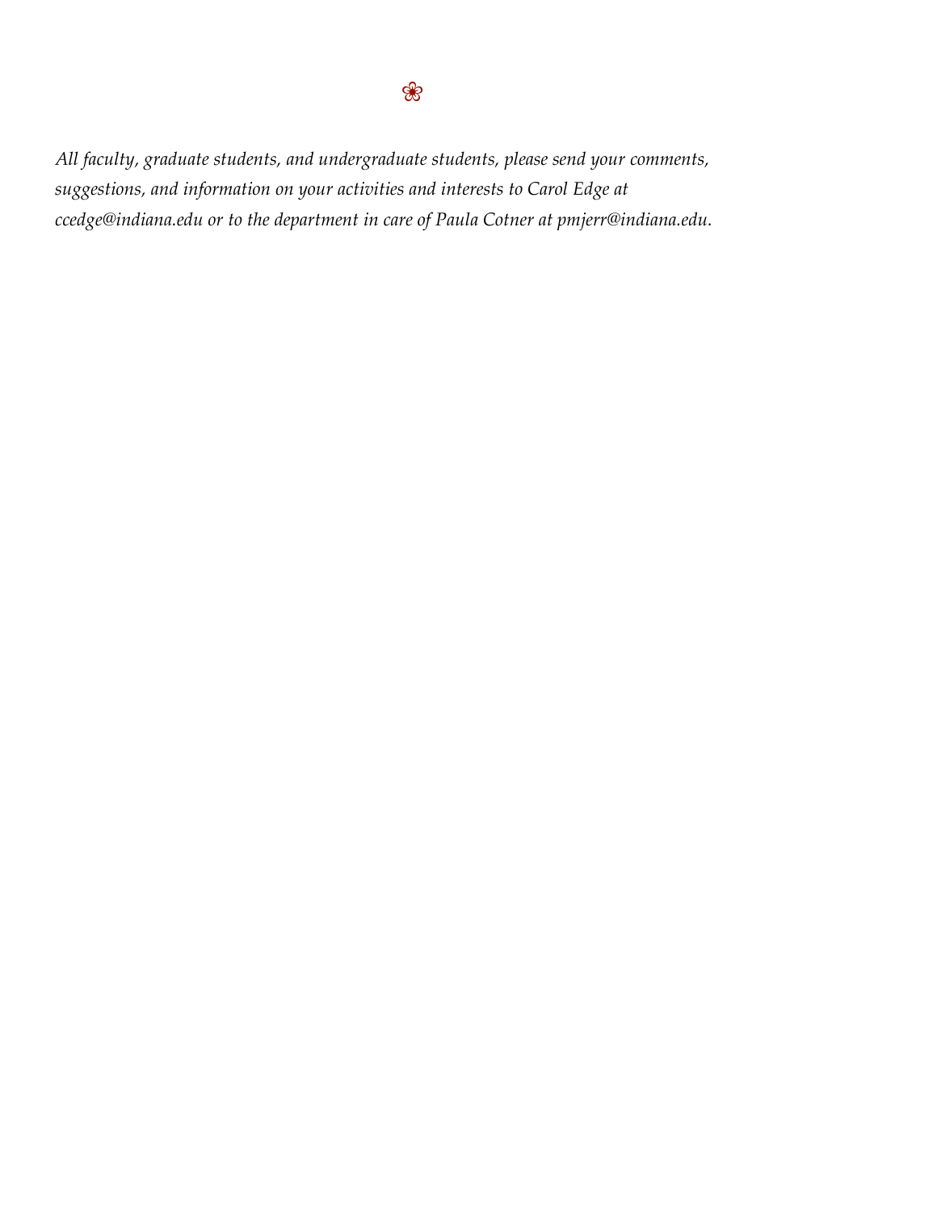❀

*All faculty, graduate students, and undergraduate students, please send your comments, suggestions, and information on your activities and interests to Carol Edge at ccedge@indiana.edu or to the department in care of Paula Cotner at pmjerr@indiana.edu.*